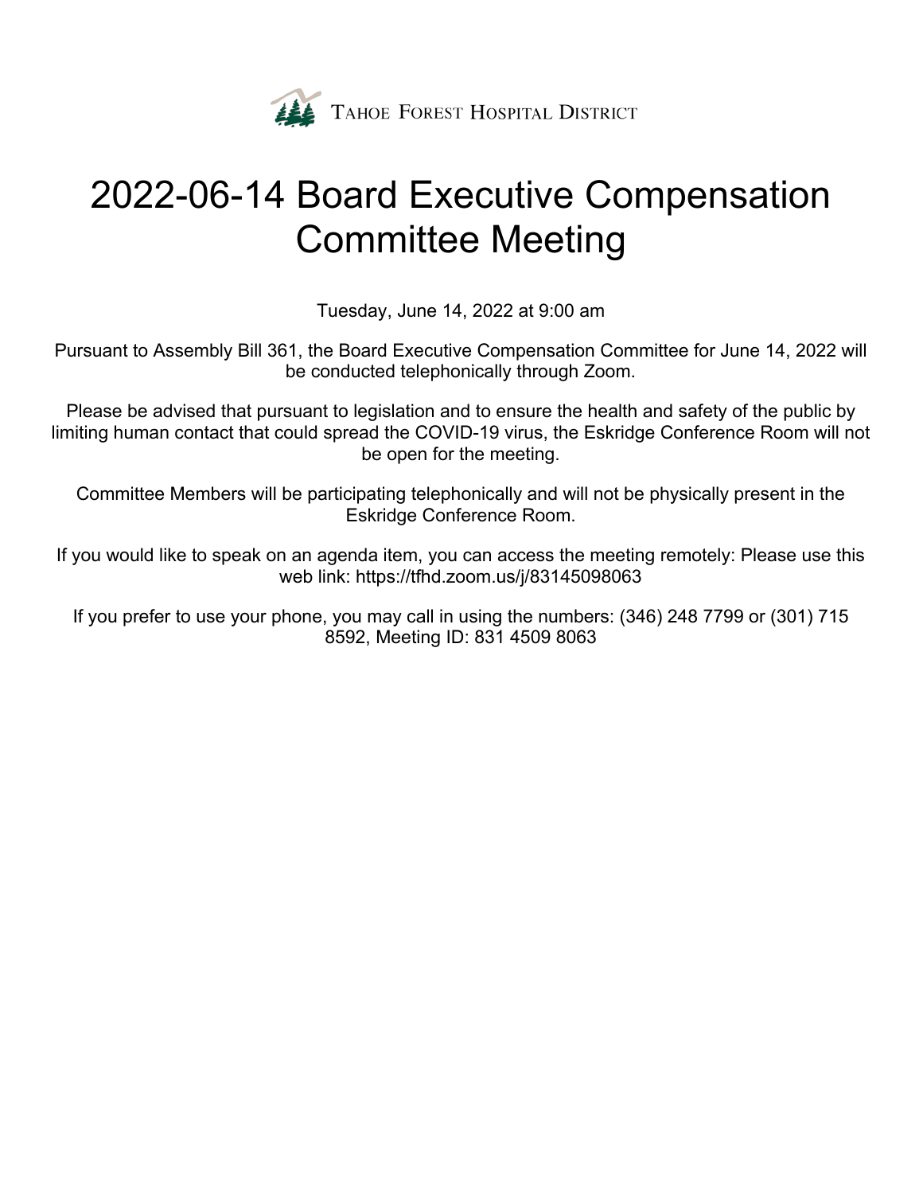TAHOE FOREST HOSPITAL DISTRICT

# 2022-06-14 Board Executive Compensation Committee Meeting

Tuesday, June 14, 2022 at 9:00 am

Pursuant to Assembly Bill 361, the Board Executive Compensation Committee for June 14, 2022 will be conducted telephonically through Zoom.

Please be advised that pursuant to legislation and to ensure the health and safety of the public by limiting human contact that could spread the COVID-19 virus, the Eskridge Conference Room will not be open for the meeting.

Committee Members will be participating telephonically and will not be physically present in the Eskridge Conference Room.

If you would like to speak on an agenda item, you can access the meeting remotely: Please use this web link: https://tfhd.zoom.us/j/83145098063

If you prefer to use your phone, you may call in using the numbers: (346) 248 7799 or (301) 715 8592, Meeting ID: 831 4509 8063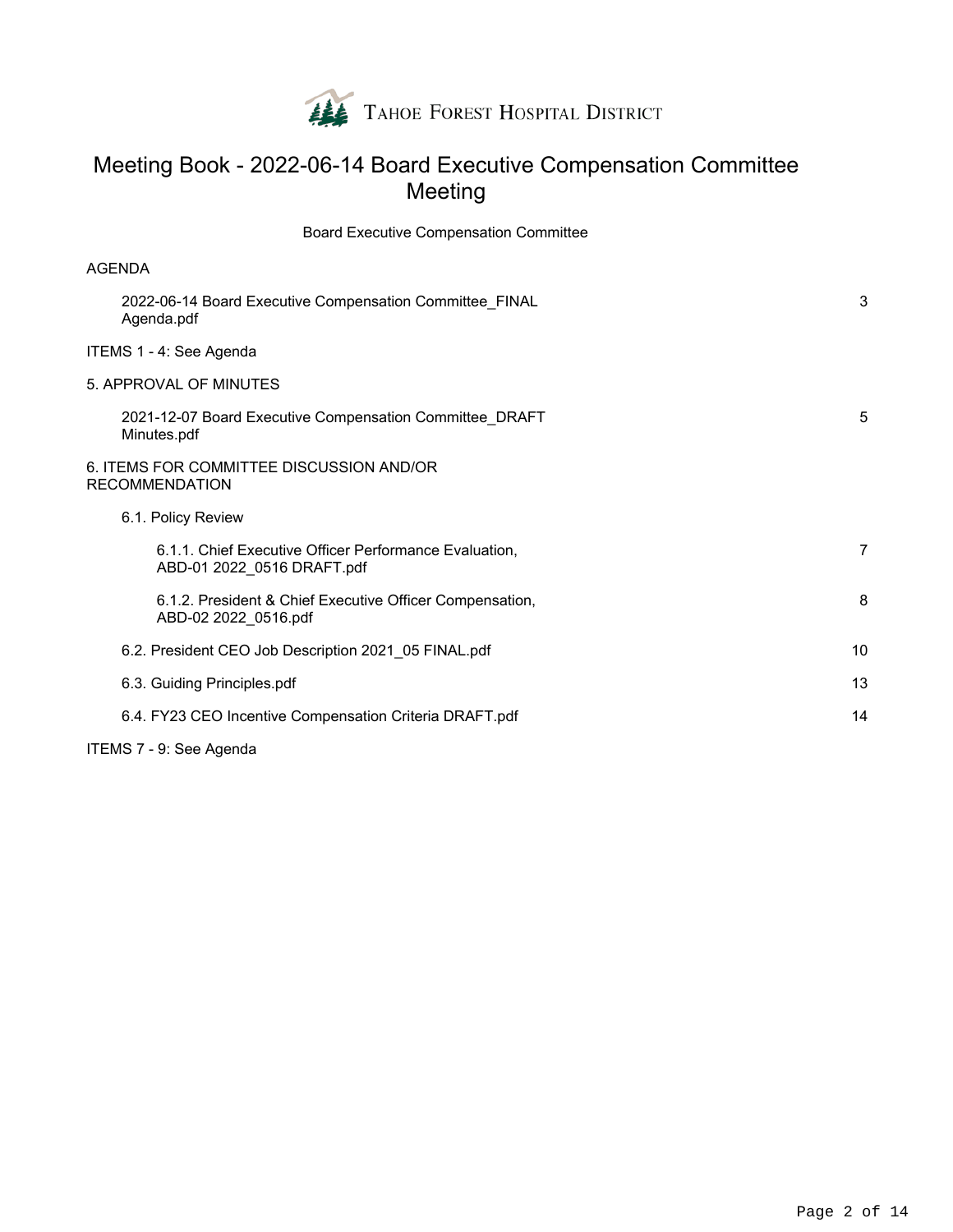TAHOE FOREST HOSPITAL DISTRICT

# Meeting Book - 2022-06-14 Board Executive Compensation Committee Meeting

Board Executive Compensation Committee

| | |
|---|---|
| AGENDA | |
| 2022-06-14 Board Executive Compensation Committee_FINAL Agenda.pdf | 3 |
| ITEMS 1 - 4: See Agenda | |
| 5. APPROVAL OF MINUTES | |
| 2021-12-07 Board Executive Compensation Committee_DRAFT Minutes.pdf | 5 |
| 6. ITEMS FOR COMMITTEE DISCUSSION AND/OR RECOMMENDATION | |
| 6.1. Policy Review | |
| 6.1.1. Chief Executive Officer Performance Evaluation, ABD-01 2022_0516 DRAFT.pdf | 7 |
| 6.1.2. President & Chief Executive Officer Compensation, ABD-02 2022_0516.pdf | 8 |
| 6.2. President CEO Job Description 2021_05 FINAL.pdf | 10 |
| 6.3. Guiding Principles.pdf | 13 |
| 6.4. FY23 CEO Incentive Compensation Criteria DRAFT.pdf | 14 |
| ITEMS 7 - 9: See Agenda | |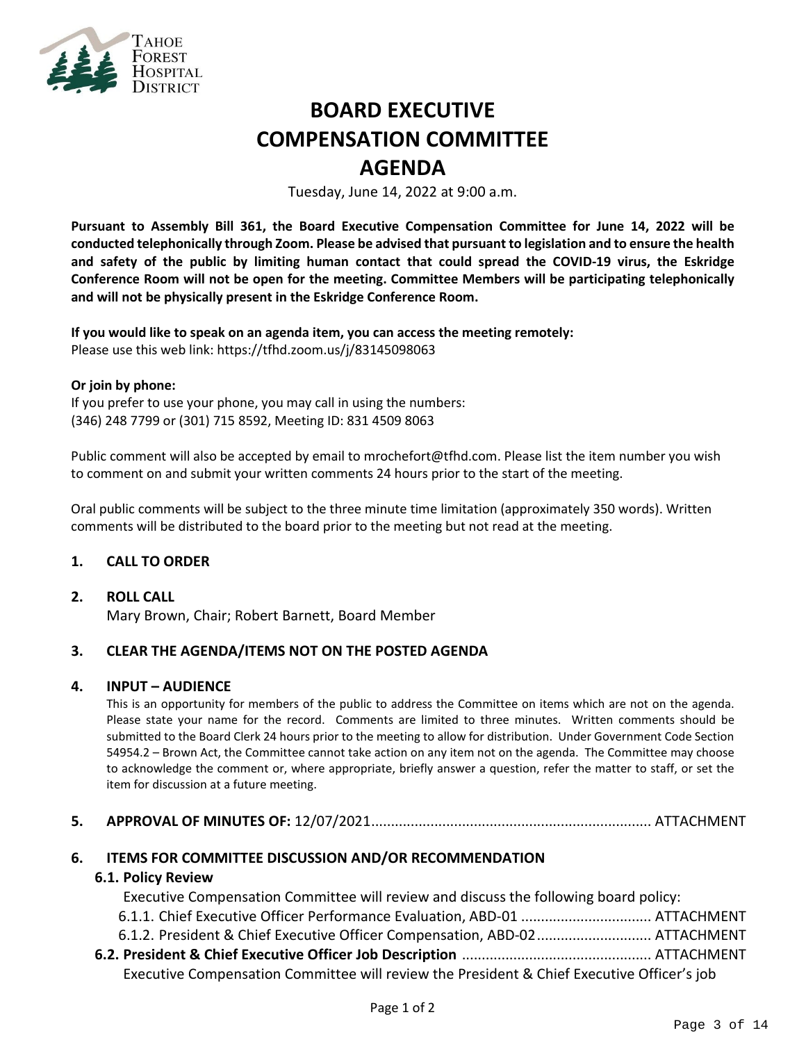TAHOE FOREST HOSPITAL DISTRICT

# BOARD EXECUTIVE COMPENSATION COMMITTEE AGENDA

Tuesday, June 14, 2022 at 9:00 a.m.

**Pursuant to Assembly Bill 361, the Board Executive Compensation Committee for June 14, 2022 will be conducted telephonically through Zoom. Please be advised that pursuant to legislation and to ensure the health and safety of the public by limiting human contact that could spread the COVID-19 virus, the Eskridge Conference Room will not be open for the meeting. Committee Members will be participating telephonically and will not be physically present in the Eskridge Conference Room.**

**If you would like to speak on an agenda item, you can access the meeting remotely:**
Please use this web link: https://tfhd.zoom.us/j/83145098063

**Or join by phone:**
If you prefer to use your phone, you may call in using the numbers:
(346) 248 7799 or (301) 715 8592, Meeting ID: 831 4509 8063

Public comment will also be accepted by email to mrochefort@tfhd.com. Please list the item number you wish to comment on and submit your written comments 24 hours prior to the start of the meeting.

Oral public comments will be subject to the three minute time limitation (approximately 350 words). Written comments will be distributed to the board prior to the meeting but not read at the meeting.

## 1. CALL TO ORDER

## 2. ROLL CALL

Mary Brown, Chair; Robert Barnett, Board Member

## 3. CLEAR THE AGENDA/ITEMS NOT ON THE POSTED AGENDA

## 4. INPUT – AUDIENCE

This is an opportunity for members of the public to address the Committee on items which are not on the agenda. Please state your name for the record. Comments are limited to three minutes. Written comments should be submitted to the Board Clerk 24 hours prior to the meeting to allow for distribution. Under Government Code Section 54954.2 – Brown Act, the Committee cannot take action on any item not on the agenda. The Committee may choose to acknowledge the comment or, where appropriate, briefly answer a question, refer the matter to staff, or set the item for discussion at a future meeting.

## 5. APPROVAL OF MINUTES OF: 12/07/2021 ...................................................................... ATTACHMENT

## 6. ITEMS FOR COMMITTEE DISCUSSION AND/OR RECOMMENDATION

### 6.1. Policy Review

Executive Compensation Committee will review and discuss the following board policy:

6.1.1. Chief Executive Officer Performance Evaluation, ABD-01 ................................ ATTACHMENT

6.1.2. President & Chief Executive Officer Compensation, ABD-02 ............................ ATTACHMENT

### 6.2. President & Chief Executive Officer Job Description ............................................... ATTACHMENT

Executive Compensation Committee will review the President & Chief Executive Officer's job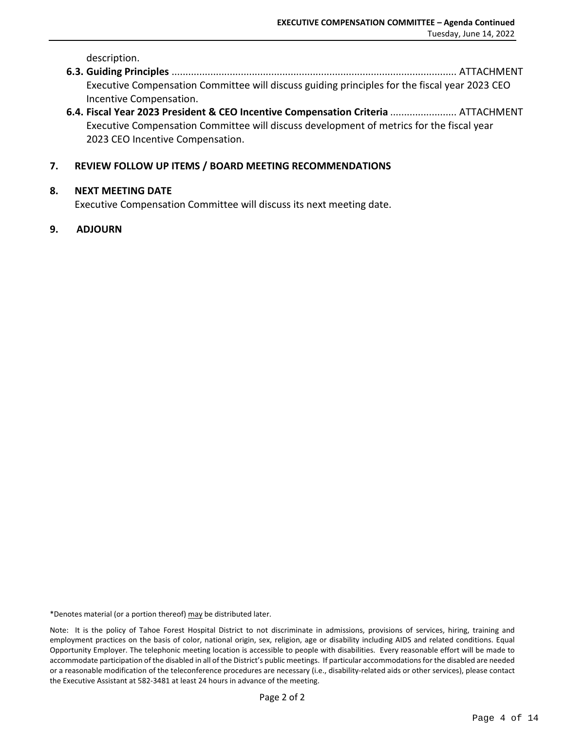description.

**6.3. Guiding Principles** ...................................................................................................... ATTACHMENT
Executive Compensation Committee will discuss guiding principles for the fiscal year 2023 CEO Incentive Compensation.

**6.4. Fiscal Year 2023 President & CEO Incentive Compensation Criteria** ........................ ATTACHMENT
Executive Compensation Committee will discuss development of metrics for the fiscal year 2023 CEO Incentive Compensation.

## 7. REVIEW FOLLOW UP ITEMS / BOARD MEETING RECOMMENDATIONS

## 8. NEXT MEETING DATE

Executive Compensation Committee will discuss its next meeting date.

## 9. ADJOURN

*Denotes material (or a portion thereof) may be distributed later.

Note: It is the policy of Tahoe Forest Hospital District to not discriminate in admissions, provisions of services, hiring, training and employment practices on the basis of color, national origin, sex, religion, age or disability including AIDS and related conditions. Equal Opportunity Employer. The telephonic meeting location is accessible to people with disabilities. Every reasonable effort will be made to accommodate participation of the disabled in all of the District's public meetings. If particular accommodations for the disabled are needed or a reasonable modification of the teleconference procedures are necessary (i.e., disability-related aids or other services), please contact the Executive Assistant at 582-3481 at least 24 hours in advance of the meeting.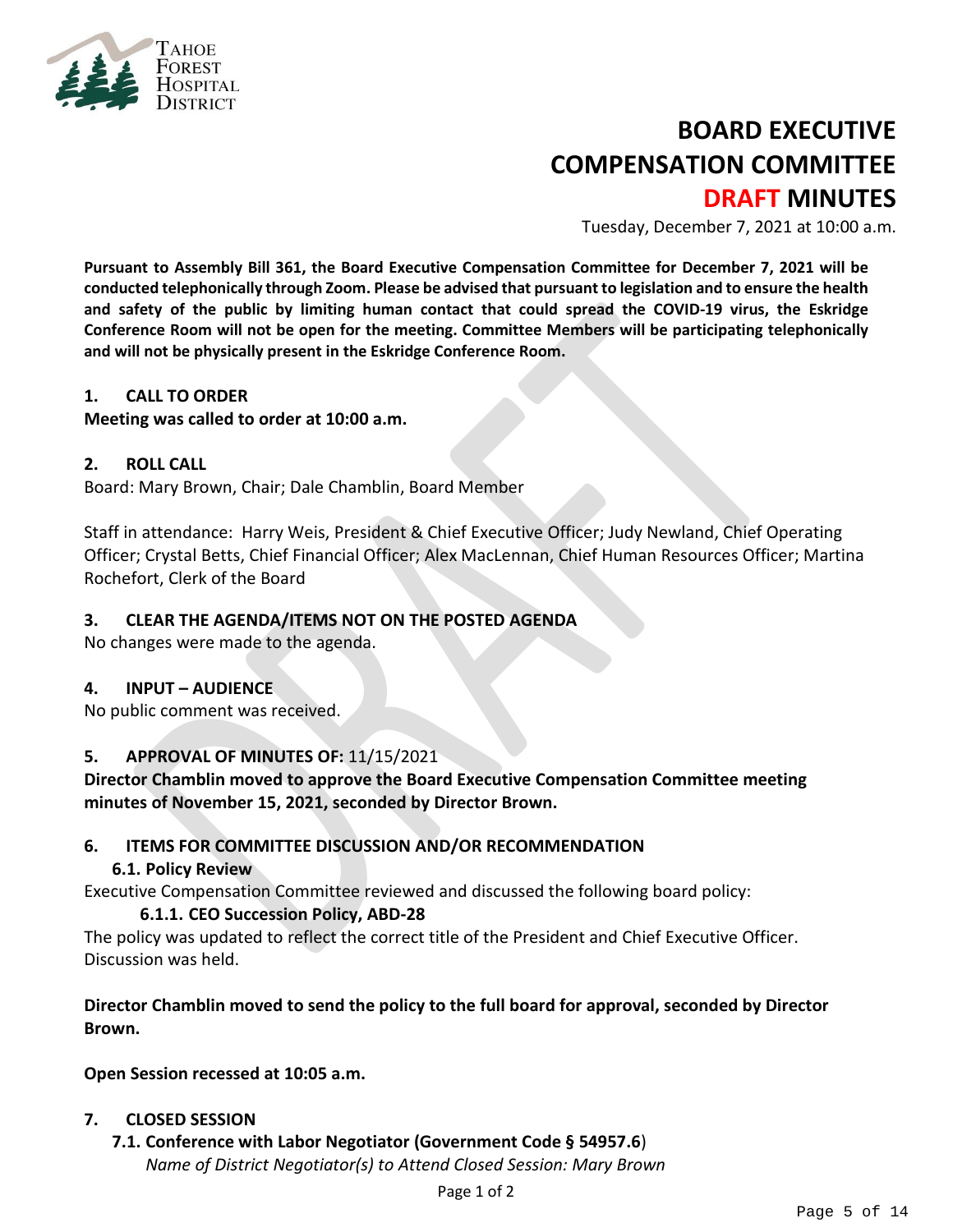# BOARD EXECUTIVE COMPENSATION COMMITTEE DRAFT MINUTES

Tuesday, December 7, 2021 at 10:00 a.m.

**Pursuant to Assembly Bill 361, the Board Executive Compensation Committee for December 7, 2021 will be conducted telephonically through Zoom. Please be advised that pursuant to legislation and to ensure the health and safety of the public by limiting human contact that could spread the COVID-19 virus, the Eskridge Conference Room will not be open for the meeting. Committee Members will be participating telephonically and will not be physically present in the Eskridge Conference Room.**

## 1. CALL TO ORDER

**Meeting was called to order at 10:00 a.m.**

## 2. ROLL CALL

Board: Mary Brown, Chair; Dale Chamblin, Board Member

Staff in attendance: Harry Weis, President & Chief Executive Officer; Judy Newland, Chief Operating Officer; Crystal Betts, Chief Financial Officer; Alex MacLennan, Chief Human Resources Officer; Martina Rochefort, Clerk of the Board

## 3. CLEAR THE AGENDA/ITEMS NOT ON THE POSTED AGENDA

No changes were made to the agenda.

## 4. INPUT – AUDIENCE

No public comment was received.

## 5. APPROVAL OF MINUTES OF: 11/15/2021

**Director Chamblin moved to approve the Board Executive Compensation Committee meeting minutes of November 15, 2021, seconded by Director Brown.**

## 6. ITEMS FOR COMMITTEE DISCUSSION AND/OR RECOMMENDATION

### 6.1. Policy Review

Executive Compensation Committee reviewed and discussed the following board policy:

#### 6.1.1. CEO Succession Policy, ABD-28

The policy was updated to reflect the correct title of the President and Chief Executive Officer. Discussion was held.

**Director Chamblin moved to send the policy to the full board for approval, seconded by Director Brown.**

**Open Session recessed at 10:05 a.m.**

## 7. CLOSED SESSION

### 7.1. Conference with Labor Negotiator (Government Code § 54957.6)

*Name of District Negotiator(s) to Attend Closed Session: Mary Brown*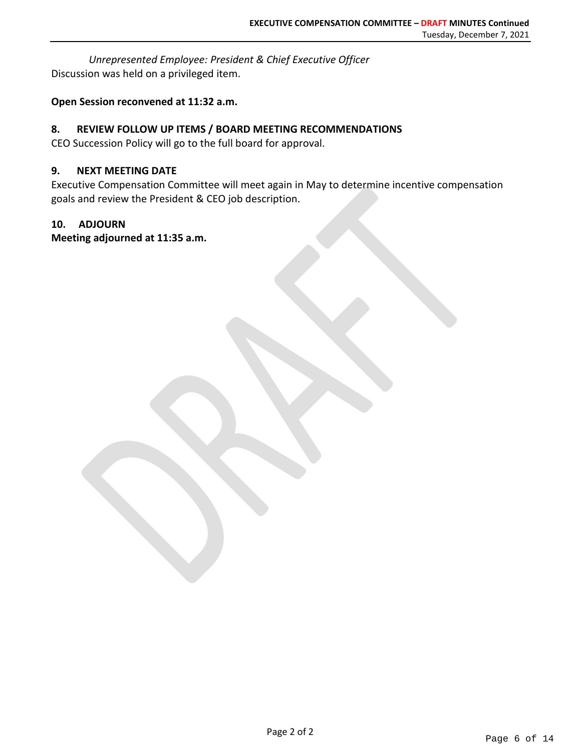*Unrepresented Employee: President & Chief Executive Officer*

Discussion was held on a privileged item.

**Open Session reconvened at 11:32 a.m.**

## 8. REVIEW FOLLOW UP ITEMS / BOARD MEETING RECOMMENDATIONS

CEO Succession Policy will go to the full board for approval.

## 9. NEXT MEETING DATE

Executive Compensation Committee will meet again in May to determine incentive compensation goals and review the President & CEO job description.

## 10. ADJOURN

**Meeting adjourned at 11:35 a.m.**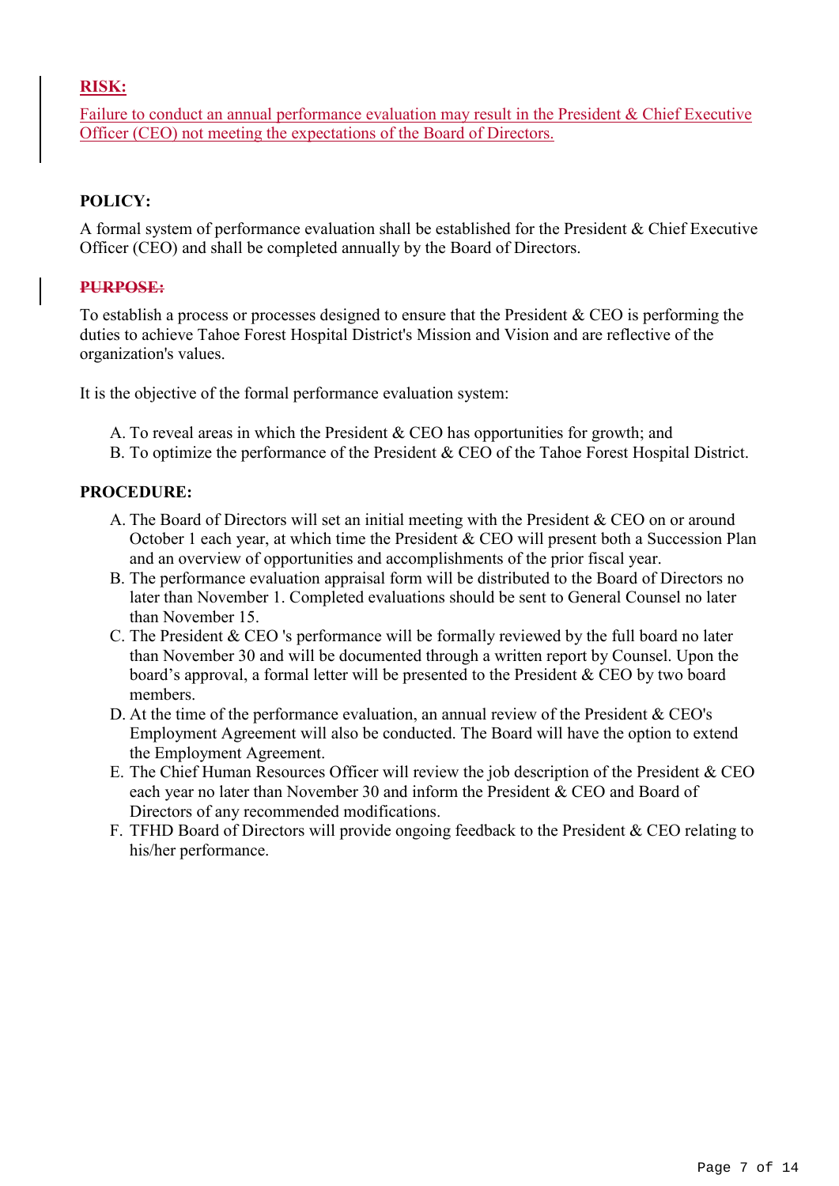**RISK:**

Failure to conduct an annual performance evaluation may result in the President & Chief Executive Officer (CEO) not meeting the expectations of the Board of Directors.

**POLICY:**

A formal system of performance evaluation shall be established for the President & Chief Executive Officer (CEO) and shall be completed annually by the Board of Directors.

**~~PURPOSE:~~**

To establish a process or processes designed to ensure that the President & CEO is performing the duties to achieve Tahoe Forest Hospital District's Mission and Vision and are reflective of the organization's values.

It is the objective of the formal performance evaluation system:

A. To reveal areas in which the President & CEO has opportunities for growth; and
B. To optimize the performance of the President & CEO of the Tahoe Forest Hospital District.

**PROCEDURE:**

A. The Board of Directors will set an initial meeting with the President & CEO on or around October 1 each year, at which time the President & CEO will present both a Succession Plan and an overview of opportunities and accomplishments of the prior fiscal year.
B. The performance evaluation appraisal form will be distributed to the Board of Directors no later than November 1. Completed evaluations should be sent to General Counsel no later than November 15.
C. The President & CEO 's performance will be formally reviewed by the full board no later than November 30 and will be documented through a written report by Counsel. Upon the board's approval, a formal letter will be presented to the President & CEO by two board members.
D. At the time of the performance evaluation, an annual review of the President & CEO's Employment Agreement will also be conducted. The Board will have the option to extend the Employment Agreement.
E. The Chief Human Resources Officer will review the job description of the President & CEO each year no later than November 30 and inform the President & CEO and Board of Directors of any recommended modifications.
F. TFHD Board of Directors will provide ongoing feedback to the President & CEO relating to his/her performance.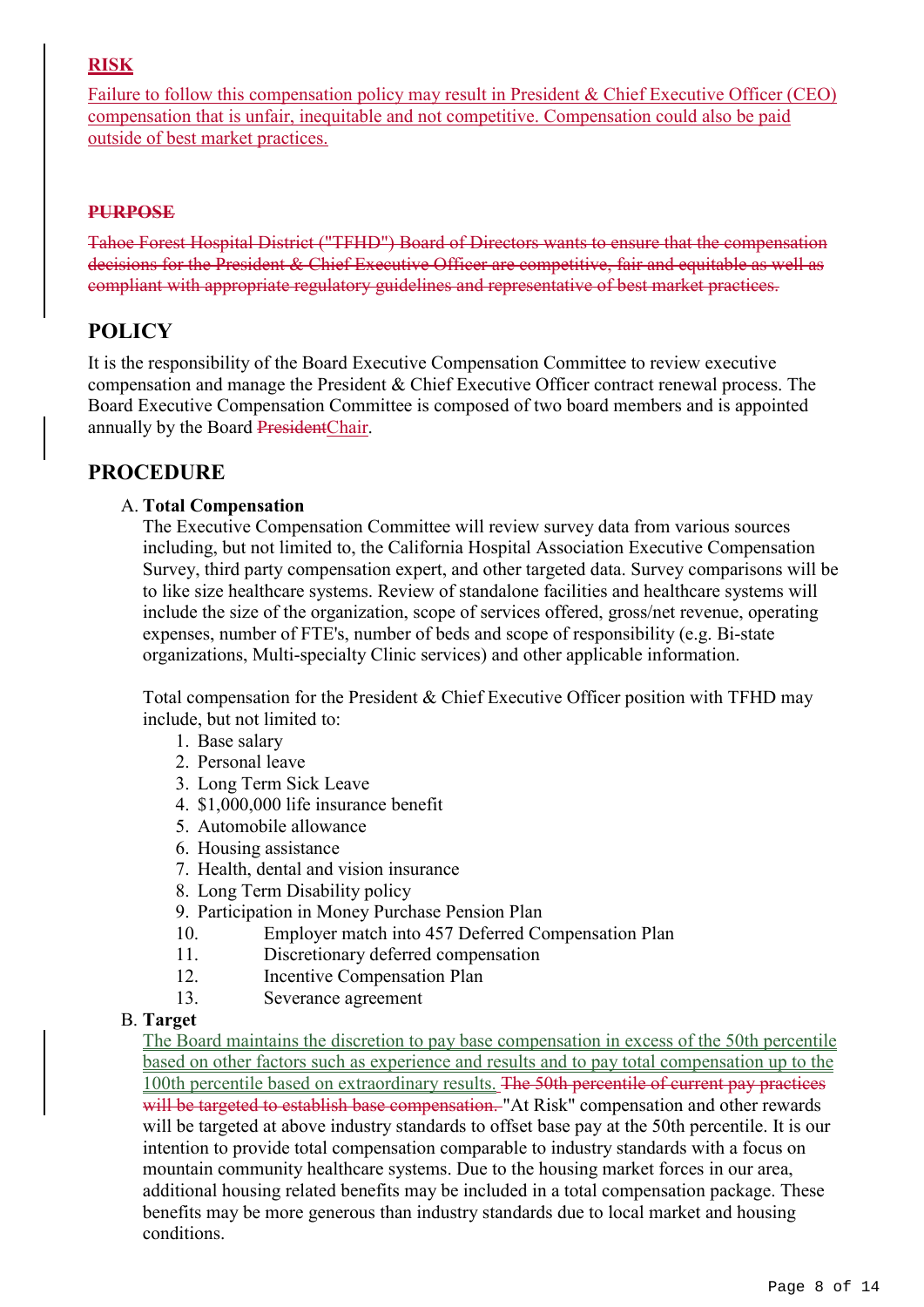**RISK**

Failure to follow this compensation policy may result in President & Chief Executive Officer (CEO) compensation that is unfair, inequitable and not competitive. Compensation could also be paid outside of best market practices.

~~**PURPOSE**~~

~~Tahoe Forest Hospital District ("TFHD") Board of Directors wants to ensure that the compensation decisions for the President & Chief Executive Officer are competitive, fair and equitable as well as compliant with appropriate regulatory guidelines and representative of best market practices.~~

## POLICY

It is the responsibility of the Board Executive Compensation Committee to review executive compensation and manage the President & Chief Executive Officer contract renewal process. The Board Executive Compensation Committee is composed of two board members and is appointed annually by the Board ~~President~~Chair.

## PROCEDURE

A. **Total Compensation**

The Executive Compensation Committee will review survey data from various sources including, but not limited to, the California Hospital Association Executive Compensation Survey, third party compensation expert, and other targeted data. Survey comparisons will be to like size healthcare systems. Review of standalone facilities and healthcare systems will include the size of the organization, scope of services offered, gross/net revenue, operating expenses, number of FTE's, number of beds and scope of responsibility (e.g. Bi-state organizations, Multi-specialty Clinic services) and other applicable information.

Total compensation for the President & Chief Executive Officer position with TFHD may include, but not limited to:

1. Base salary
2. Personal leave
3. Long Term Sick Leave
4. $1,000,000 life insurance benefit
5. Automobile allowance
6. Housing assistance
7. Health, dental and vision insurance
8. Long Term Disability policy
9. Participation in Money Purchase Pension Plan
10. Employer match into 457 Deferred Compensation Plan
11. Discretionary deferred compensation
12. Incentive Compensation Plan
13. Severance agreement

B. **Target**

The Board maintains the discretion to pay base compensation in excess of the 50th percentile based on other factors such as experience and results and to pay total compensation up to the 100th percentile based on extraordinary results. ~~The 50th percentile of current pay practices will be targeted to establish base compensation.~~ "At Risk" compensation and other rewards will be targeted at above industry standards to offset base pay at the 50th percentile. It is our intention to provide total compensation comparable to industry standards with a focus on mountain community healthcare systems. Due to the housing market forces in our area, additional housing related benefits may be included in a total compensation package. These benefits may be more generous than industry standards due to local market and housing conditions.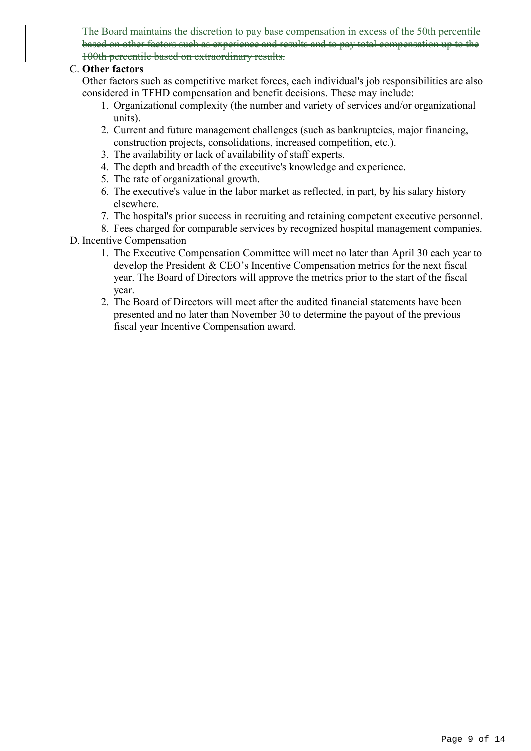~~The Board maintains the discretion to pay base compensation in excess of the 50th percentile based on other factors such as experience and results and to pay total compensation up to the 100th percentile based on extraordinary results.~~

C. **Other factors**

Other factors such as competitive market forces, each individual's job responsibilities are also considered in TFHD compensation and benefit decisions. These may include:

1. Organizational complexity (the number and variety of services and/or organizational units).
2. Current and future management challenges (such as bankruptcies, major financing, construction projects, consolidations, increased competition, etc.).
3. The availability or lack of availability of staff experts.
4. The depth and breadth of the executive's knowledge and experience.
5. The rate of organizational growth.
6. The executive's value in the labor market as reflected, in part, by his salary history elsewhere.
7. The hospital's prior success in recruiting and retaining competent executive personnel.
8. Fees charged for comparable services by recognized hospital management companies.

D. Incentive Compensation

1. The Executive Compensation Committee will meet no later than April 30 each year to develop the President & CEO's Incentive Compensation metrics for the next fiscal year. The Board of Directors will approve the metrics prior to the start of the fiscal year.
2. The Board of Directors will meet after the audited financial statements have been presented and no later than November 30 to determine the payout of the previous fiscal year Incentive Compensation award.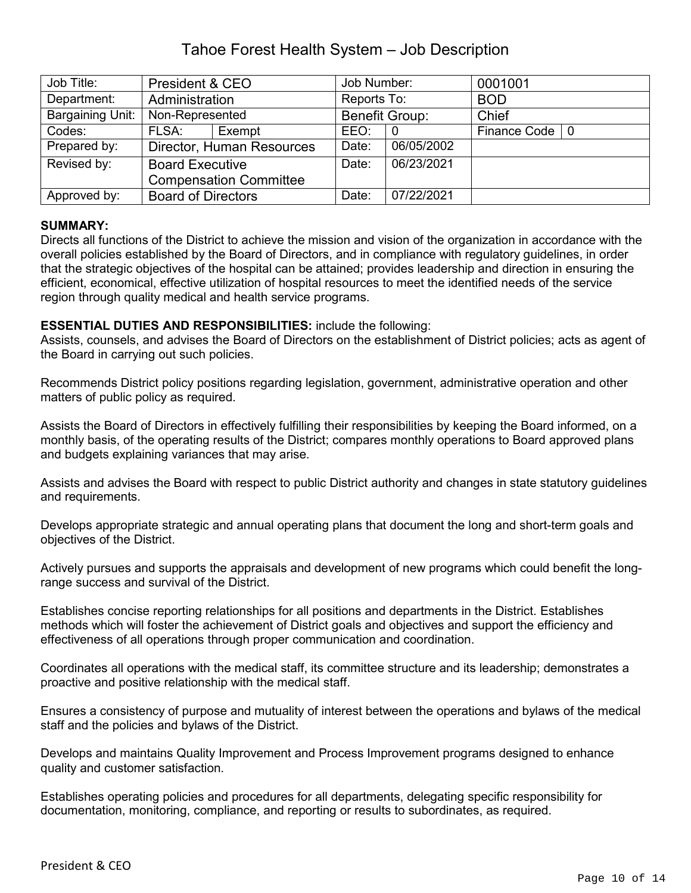# Tahoe Forest Health System – Job Description

| Job Title: | President & CEO | | Job Number: | | 0001001 | |
|---|---|---|---|---|---|---|
| Department: | Administration | | Reports To: | | BOD | |
| Bargaining Unit: | Non-Represented | | Benefit Group: | | Chief | |
| Codes: | FLSA: | Exempt | EEO: | 0 | Finance Code | 0 |
| Prepared by: | Director, Human Resources | | Date: | 06/05/2002 | | |
| Revised by: | Board Executive Compensation Committee | | Date: | 06/23/2021 | | |
| Approved by: | Board of Directors | | Date: | 07/22/2021 | | |

**SUMMARY:**
Directs all functions of the District to achieve the mission and vision of the organization in accordance with the overall policies established by the Board of Directors, and in compliance with regulatory guidelines, in order that the strategic objectives of the hospital can be attained; provides leadership and direction in ensuring the efficient, economical, effective utilization of hospital resources to meet the identified needs of the service region through quality medical and health service programs.

**ESSENTIAL DUTIES AND RESPONSIBILITIES:** include the following:
Assists, counsels, and advises the Board of Directors on the establishment of District policies; acts as agent of the Board in carrying out such policies.

Recommends District policy positions regarding legislation, government, administrative operation and other matters of public policy as required.

Assists the Board of Directors in effectively fulfilling their responsibilities by keeping the Board informed, on a monthly basis, of the operating results of the District; compares monthly operations to Board approved plans and budgets explaining variances that may arise.

Assists and advises the Board with respect to public District authority and changes in state statutory guidelines and requirements.

Develops appropriate strategic and annual operating plans that document the long and short-term goals and objectives of the District.

Actively pursues and supports the appraisals and development of new programs which could benefit the long-range success and survival of the District.

Establishes concise reporting relationships for all positions and departments in the District. Establishes methods which will foster the achievement of District goals and objectives and support the efficiency and effectiveness of all operations through proper communication and coordination.

Coordinates all operations with the medical staff, its committee structure and its leadership; demonstrates a proactive and positive relationship with the medical staff.

Ensures a consistency of purpose and mutuality of interest between the operations and bylaws of the medical staff and the policies and bylaws of the District.

Develops and maintains Quality Improvement and Process Improvement programs designed to enhance quality and customer satisfaction.

Establishes operating policies and procedures for all departments, delegating specific responsibility for documentation, monitoring, compliance, and reporting or results to subordinates, as required.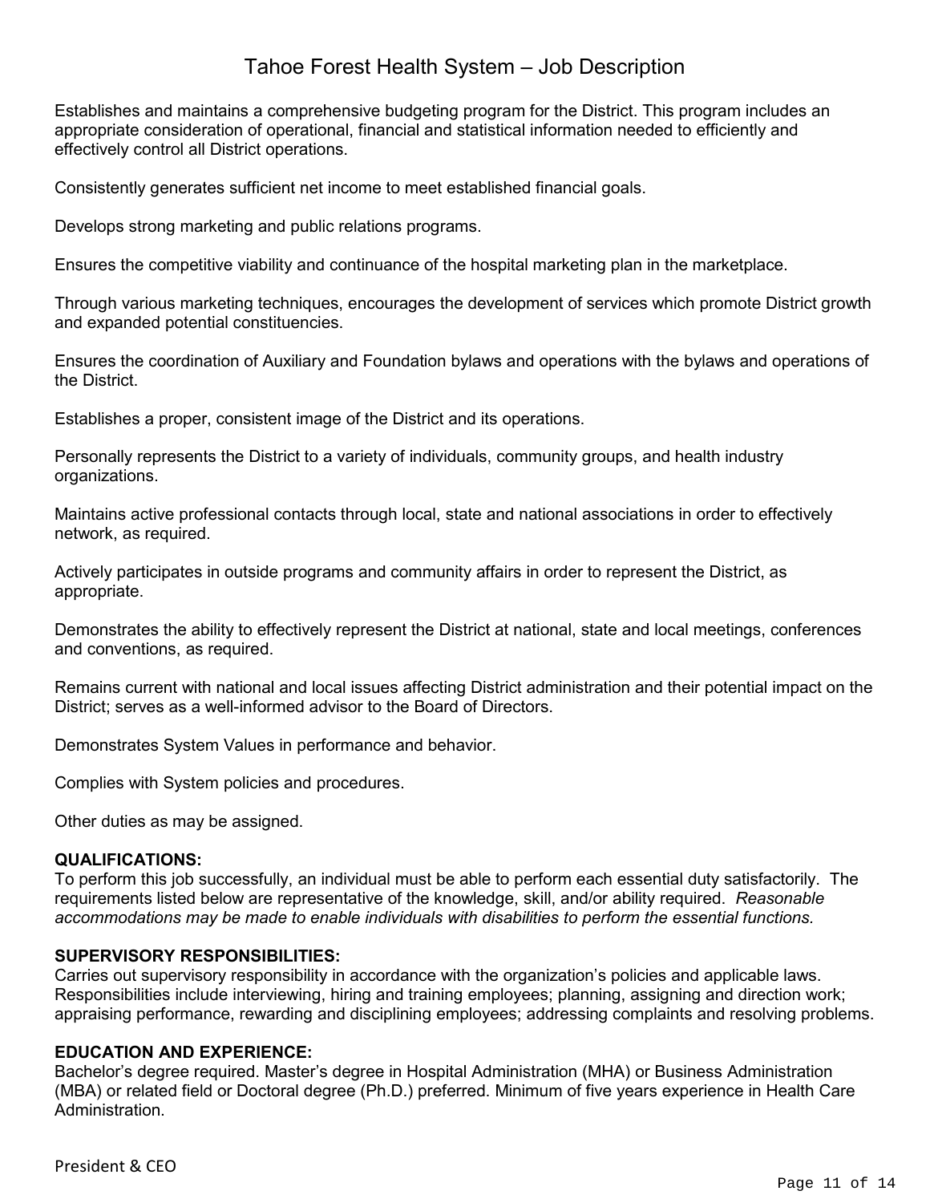Establishes and maintains a comprehensive budgeting program for the District. This program includes an appropriate consideration of operational, financial and statistical information needed to efficiently and effectively control all District operations.

Consistently generates sufficient net income to meet established financial goals.

Develops strong marketing and public relations programs.

Ensures the competitive viability and continuance of the hospital marketing plan in the marketplace.

Through various marketing techniques, encourages the development of services which promote District growth and expanded potential constituencies.

Ensures the coordination of Auxiliary and Foundation bylaws and operations with the bylaws and operations of the District.

Establishes a proper, consistent image of the District and its operations.

Personally represents the District to a variety of individuals, community groups, and health industry organizations.

Maintains active professional contacts through local, state and national associations in order to effectively network, as required.

Actively participates in outside programs and community affairs in order to represent the District, as appropriate.

Demonstrates the ability to effectively represent the District at national, state and local meetings, conferences and conventions, as required.

Remains current with national and local issues affecting District administration and their potential impact on the District; serves as a well-informed advisor to the Board of Directors.

Demonstrates System Values in performance and behavior.

Complies with System policies and procedures.

Other duties as may be assigned.

**QUALIFICATIONS:**
To perform this job successfully, an individual must be able to perform each essential duty satisfactorily. The requirements listed below are representative of the knowledge, skill, and/or ability required. *Reasonable accommodations may be made to enable individuals with disabilities to perform the essential functions.*

**SUPERVISORY RESPONSIBILITIES:**
Carries out supervisory responsibility in accordance with the organization's policies and applicable laws. Responsibilities include interviewing, hiring and training employees; planning, assigning and direction work; appraising performance, rewarding and disciplining employees; addressing complaints and resolving problems.

**EDUCATION AND EXPERIENCE:**
Bachelor's degree required. Master's degree in Hospital Administration (MHA) or Business Administration (MBA) or related field or Doctoral degree (Ph.D.) preferred. Minimum of five years experience in Health Care Administration.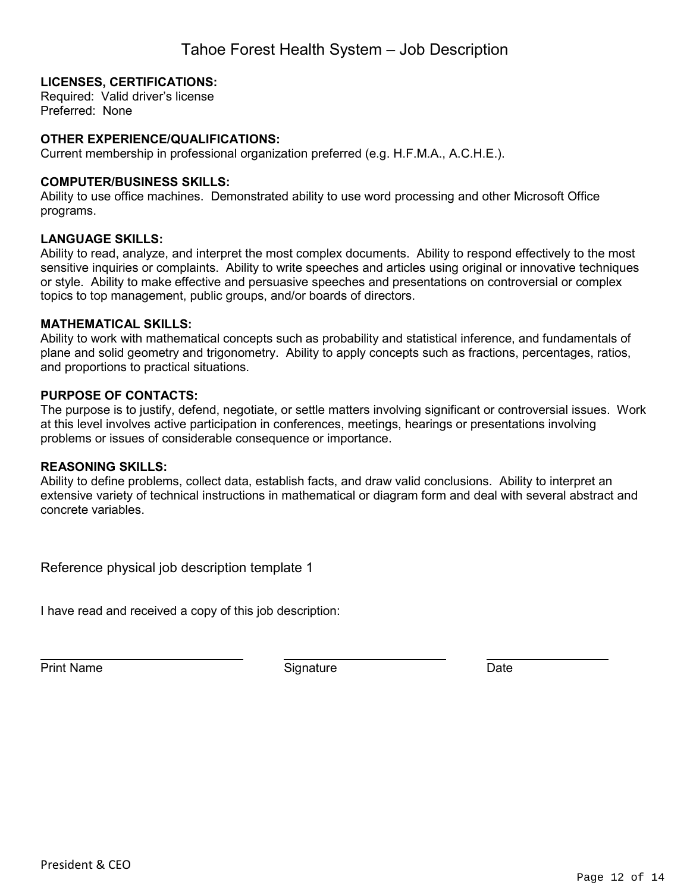**LICENSES, CERTIFICATIONS:**
Required: Valid driver's license
Preferred: None

**OTHER EXPERIENCE/QUALIFICATIONS:**
Current membership in professional organization preferred (e.g. H.F.M.A., A.C.H.E.).

**COMPUTER/BUSINESS SKILLS:**
Ability to use office machines. Demonstrated ability to use word processing and other Microsoft Office programs.

**LANGUAGE SKILLS:**
Ability to read, analyze, and interpret the most complex documents. Ability to respond effectively to the most sensitive inquiries or complaints. Ability to write speeches and articles using original or innovative techniques or style. Ability to make effective and persuasive speeches and presentations on controversial or complex topics to top management, public groups, and/or boards of directors.

**MATHEMATICAL SKILLS:**
Ability to work with mathematical concepts such as probability and statistical inference, and fundamentals of plane and solid geometry and trigonometry. Ability to apply concepts such as fractions, percentages, ratios, and proportions to practical situations.

**PURPOSE OF CONTACTS:**
The purpose is to justify, defend, negotiate, or settle matters involving significant or controversial issues. Work at this level involves active participation in conferences, meetings, hearings or presentations involving problems or issues of considerable consequence or importance.

**REASONING SKILLS:**
Ability to define problems, collect data, establish facts, and draw valid conclusions. Ability to interpret an extensive variety of technical instructions in mathematical or diagram form and deal with several abstract and concrete variables.

Reference physical job description template 1

I have read and received a copy of this job description:

| Print Name | Signature | Date |
|---|---|---|
| | | |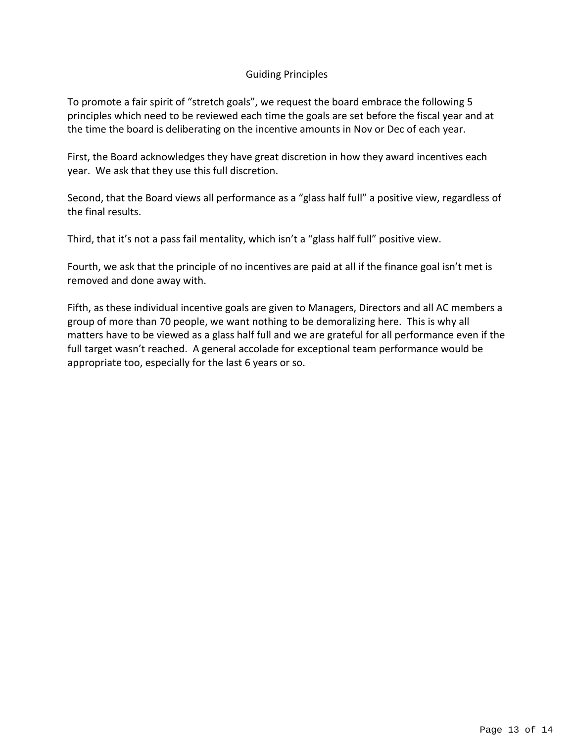## Guiding Principles

To promote a fair spirit of "stretch goals", we request the board embrace the following 5 principles which need to be reviewed each time the goals are set before the fiscal year and at the time the board is deliberating on the incentive amounts in Nov or Dec of each year.

First, the Board acknowledges they have great discretion in how they award incentives each year. We ask that they use this full discretion.

Second, that the Board views all performance as a "glass half full" a positive view, regardless of the final results.

Third, that it's not a pass fail mentality, which isn't a "glass half full" positive view.

Fourth, we ask that the principle of no incentives are paid at all if the finance goal isn't met is removed and done away with.

Fifth, as these individual incentive goals are given to Managers, Directors and all AC members a group of more than 70 people, we want nothing to be demoralizing here. This is why all matters have to be viewed as a glass half full and we are grateful for all performance even if the full target wasn't reached. A general accolade for exceptional team performance would be appropriate too, especially for the last 6 years or so.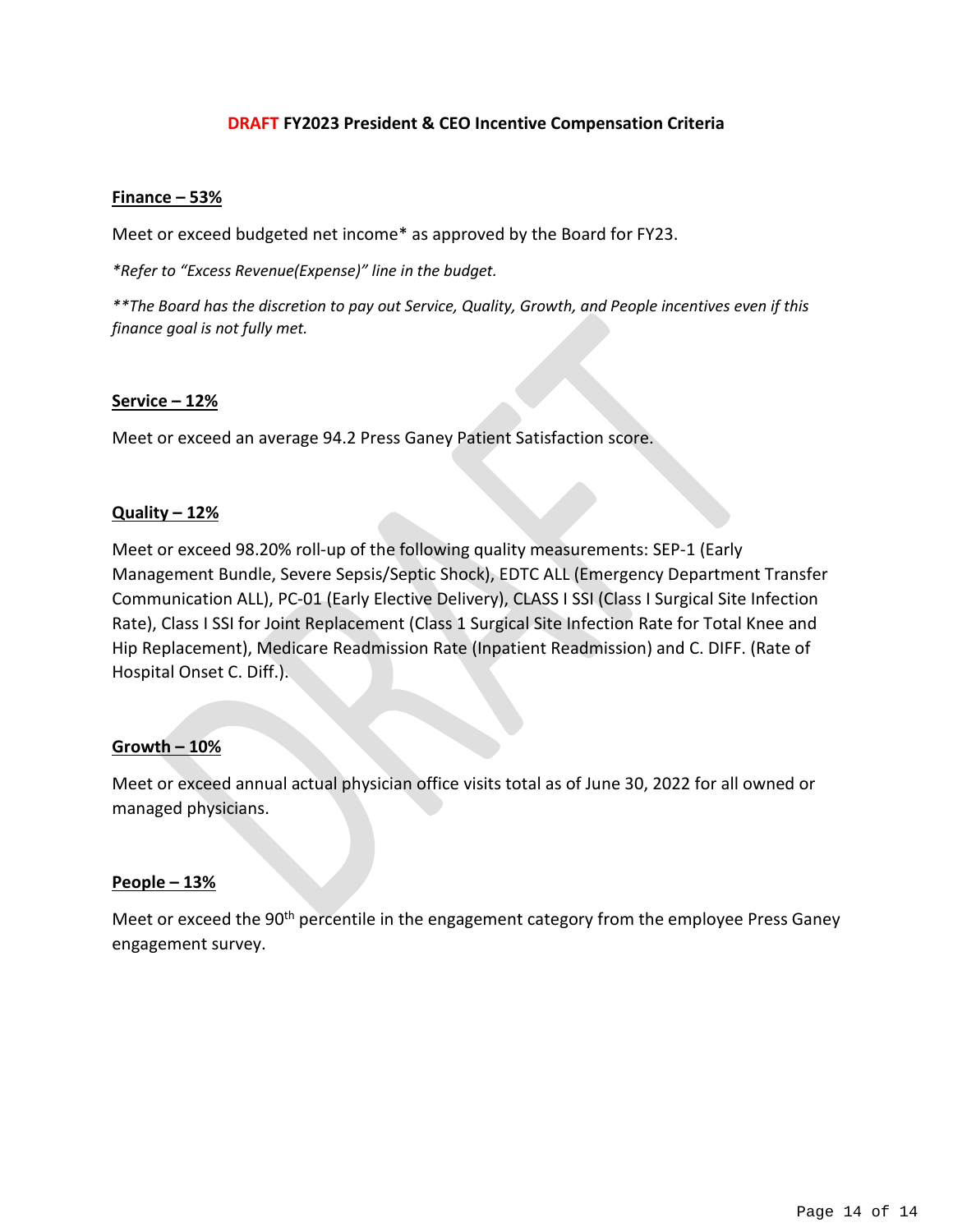**DRAFT FY2023 President & CEO Incentive Compensation Criteria**

**Finance – 53%**

Meet or exceed budgeted net income* as approved by the Board for FY23.

*\*Refer to "Excess Revenue(Expense)" line in the budget.*

*\*\*The Board has the discretion to pay out Service, Quality, Growth, and People incentives even if this finance goal is not fully met.*

**Service – 12%**

Meet or exceed an average 94.2 Press Ganey Patient Satisfaction score.

**Quality – 12%**

Meet or exceed 98.20% roll-up of the following quality measurements: SEP-1 (Early Management Bundle, Severe Sepsis/Septic Shock), EDTC ALL (Emergency Department Transfer Communication ALL), PC-01 (Early Elective Delivery), CLASS I SSI (Class I Surgical Site Infection Rate), Class I SSI for Joint Replacement (Class 1 Surgical Site Infection Rate for Total Knee and Hip Replacement), Medicare Readmission Rate (Inpatient Readmission) and C. DIFF. (Rate of Hospital Onset C. Diff.).

**Growth – 10%**

Meet or exceed annual actual physician office visits total as of June 30, 2022 for all owned or managed physicians.

**People – 13%**

Meet or exceed the 90th percentile in the engagement category from the employee Press Ganey engagement survey.